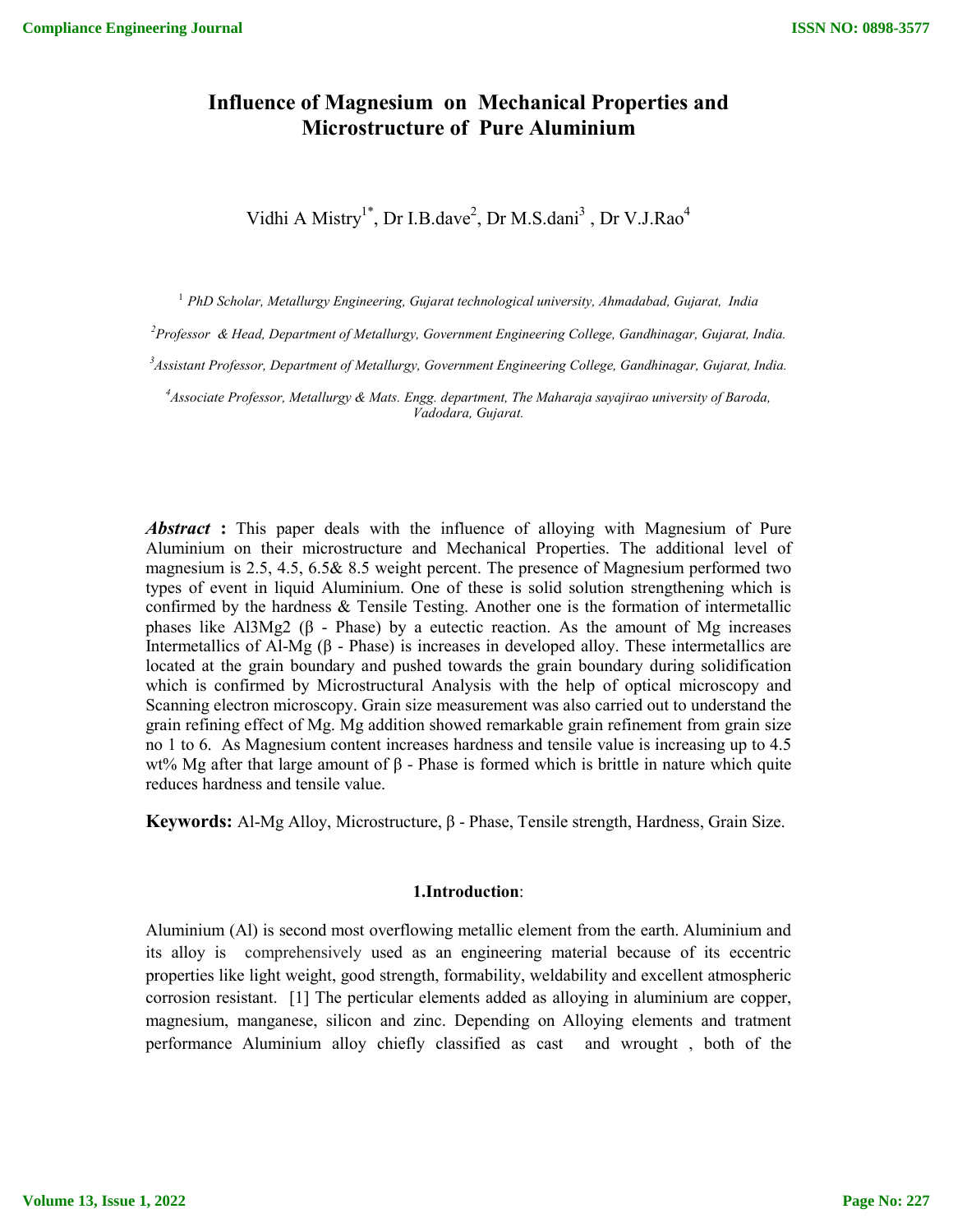# Influence of Magnesium on Mechanical Properties and Microstructure of Pure Aluminium

Vidhi A Mistry[1*], Dr I.B.dave[2], Dr M.S.dani[3], Dr V.J.Rao[4]

[1] *PhD Scholar, Metallurgy Engineering, Gujarat technological university, Ahmadabad, Gujarat, India*

[2] *Professor & Head, Department of Metallurgy, Government Engineering College, Gandhinagar, Gujarat, India.*

[3] *Assistant Professor, Department of Metallurgy, Government Engineering College, Gandhinagar, Gujarat, India.*

[4] *Associate Professor, Metallurgy & Mats. Engg. department, The Maharaja sayajirao university of Baroda, Vadodara, Gujarat.*

***Abstract*** **:** This paper deals with the influence of alloying with Magnesium of Pure Aluminium on their microstructure and Mechanical Properties. The additional level of magnesium is 2.5, 4.5, 6.5& 8.5 weight percent. The presence of Magnesium performed two types of event in liquid Aluminium. One of these is solid solution strengthening which is confirmed by the hardness & Tensile Testing. Another one is the formation of intermetallic phases like $Al_3Mg_2$ (β - Phase) by a eutectic reaction. As the amount of Mg increases Intermetallics of Al-Mg (β - Phase) is increases in developed alloy. These intermetallics are located at the grain boundary and pushed towards the grain boundary during solidification which is confirmed by Microstructural Analysis with the help of optical microscopy and Scanning electron microscopy. Grain size measurement was also carried out to understand the grain refining effect of Mg. Mg addition showed remarkable grain refinement from grain size no 1 to 6. As Magnesium content increases hardness and tensile value is increasing up to 4.5 wt% Mg after that large amount of β - Phase is formed which is brittle in nature which quite reduces hardness and tensile value.

**Keywords:** Al-Mg Alloy, Microstructure, β - Phase, Tensile strength, Hardness, Grain Size.

## 1.Introduction:

Aluminium (Al) is second most overflowing metallic element from the earth. Aluminium and its alloy is comprehensively used as an engineering material because of its eccentric properties like light weight, good strength, formability, weldability and excellent atmospheric corrosion resistant. [1] The perticular elements added as alloying in aluminium are copper, magnesium, manganese, silicon and zinc. Depending on Alloying elements and tratment performance Aluminium alloy chiefly classified as cast and wrought , both of the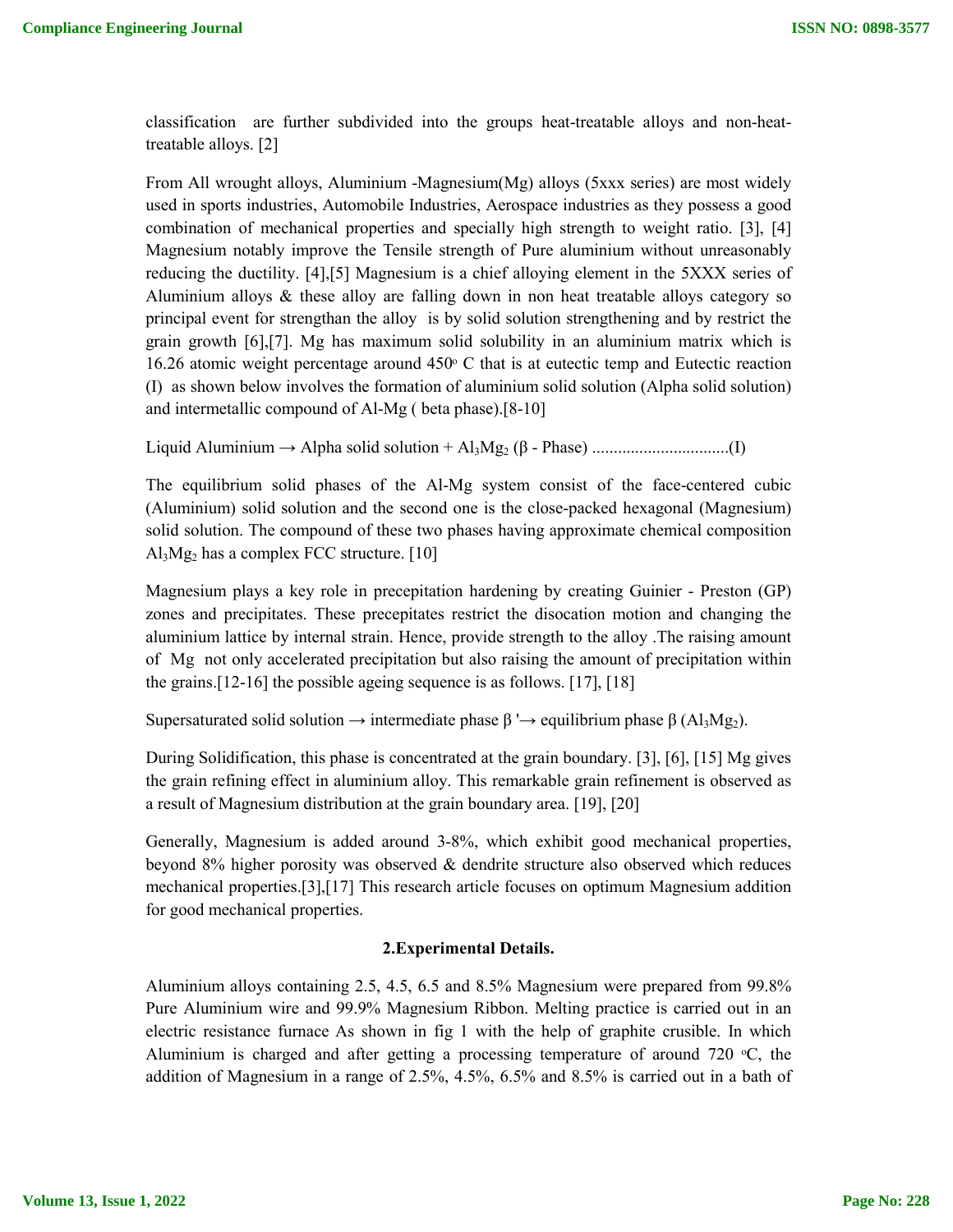classification are further subdivided into the groups heat-treatable alloys and non-heat-treatable alloys. [2]

From All wrought alloys, Aluminium -Magnesium(Mg) alloys (5xxx series) are most widely used in sports industries, Automobile Industries, Aerospace industries as they possess a good combination of mechanical properties and specially high strength to weight ratio. [3], [4] Magnesium notably improve the Tensile strength of Pure aluminium without unreasonably reducing the ductility. [4],[5] Magnesium is a chief alloying element in the 5XXX series of Aluminium alloys & these alloy are falling down in non heat treatable alloys category so principal event for strengthan the alloy is by solid solution strengthening and by restrict the grain growth [6],[7]. Mg has maximum solid solubility in an aluminium matrix which is 16.26 atomic weight percentage around 450$^{o}$ C that is at eutectic temp and Eutectic reaction (I) as shown below involves the formation of aluminium solid solution (Alpha solid solution) and intermetallic compound of Al-Mg ( beta phase).[8-10]

Liquid Aluminium → Alpha solid solution + $Al_3Mg_2$ (β - Phase) ................................(I)

The equilibrium solid phases of the Al-Mg system consist of the face-centered cubic (Aluminium) solid solution and the second one is the close-packed hexagonal (Magnesium) solid solution. The compound of these two phases having approximate chemical composition $Al_3Mg_2$ has a complex FCC structure. [10]

Magnesium plays a key role in precepitation hardening by creating Guinier - Preston (GP) zones and precipitates. These precepitates restrict the disocation motion and changing the aluminium lattice by internal strain. Hence, provide strength to the alloy .The raising amount of Mg not only accelerated precipitation but also raising the amount of precipitation within the grains.[12-16] the possible ageing sequence is as follows. [17], [18]

Supersaturated solid solution → intermediate phase β '→ equilibrium phase β ($Al_3Mg_2$).

During Solidification, this phase is concentrated at the grain boundary. [3], [6], [15] Mg gives the grain refining effect in aluminium alloy. This remarkable grain refinement is observed as a result of Magnesium distribution at the grain boundary area. [19], [20]

Generally, Magnesium is added around 3-8%, which exhibit good mechanical properties, beyond 8% higher porosity was observed & dendrite structure also observed which reduces mechanical properties.[3],[17] This research article focuses on optimum Magnesium addition for good mechanical properties.

## 2.Experimental Details.

Aluminium alloys containing 2.5, 4.5, 6.5 and 8.5% Magnesium were prepared from 99.8% Pure Aluminium wire and 99.9% Magnesium Ribbon. Melting practice is carried out in an electric resistance furnace As shown in fig 1 with the help of graphite crusible. In which Aluminium is charged and after getting a processing temperature of around 720 $^{o}$C, the addition of Magnesium in a range of 2.5%, 4.5%, 6.5% and 8.5% is carried out in a bath of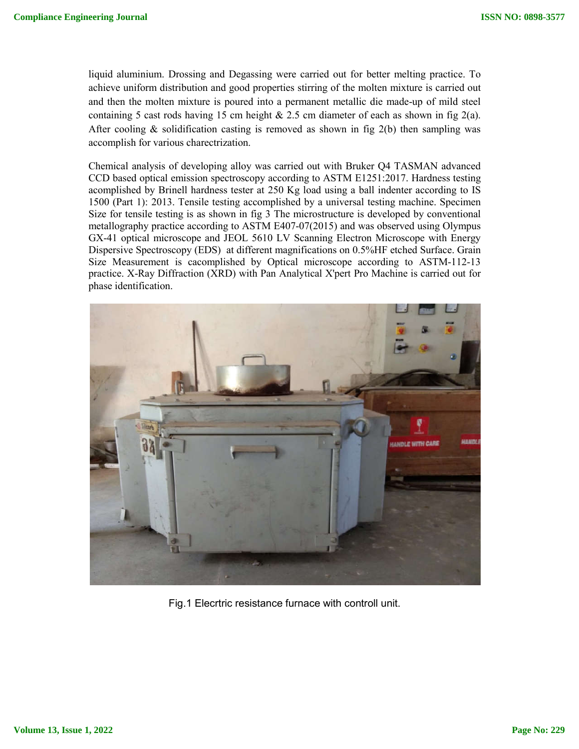liquid aluminium. Drossing and Degassing were carried out for better melting practice. To achieve uniform distribution and good properties stirring of the molten mixture is carried out and then the molten mixture is poured into a permanent metallic die made-up of mild steel containing 5 cast rods having 15 cm height & 2.5 cm diameter of each as shown in fig 2(a). After cooling & solidification casting is removed as shown in fig 2(b) then sampling was accomplish for various charectrization.

Chemical analysis of developing alloy was carried out with Bruker Q4 TASMAN advanced CCD based optical emission spectroscopy according to ASTM E1251:2017. Hardness testing acomplished by Brinell hardness tester at 250 Kg load using a ball indenter according to IS 1500 (Part 1): 2013. Tensile testing accomplished by a universal testing machine. Specimen Size for tensile testing is as shown in fig 3 The microstructure is developed by conventional metallography practice according to ASTM E407-07(2015) and was observed using Olympus GX-41 optical microscope and JEOL 5610 LV Scanning Electron Microscope with Energy Dispersive Spectroscopy (EDS) at different magnifications on 0.5%HF etched Surface. Grain Size Measurement is cacomplished by Optical microscope according to ASTM-112-13 practice. X-Ray Diffraction (XRD) with Pan Analytical X'pert Pro Machine is carried out for phase identification.

Fig.1 Elecrtric resistance furnace with controll unit.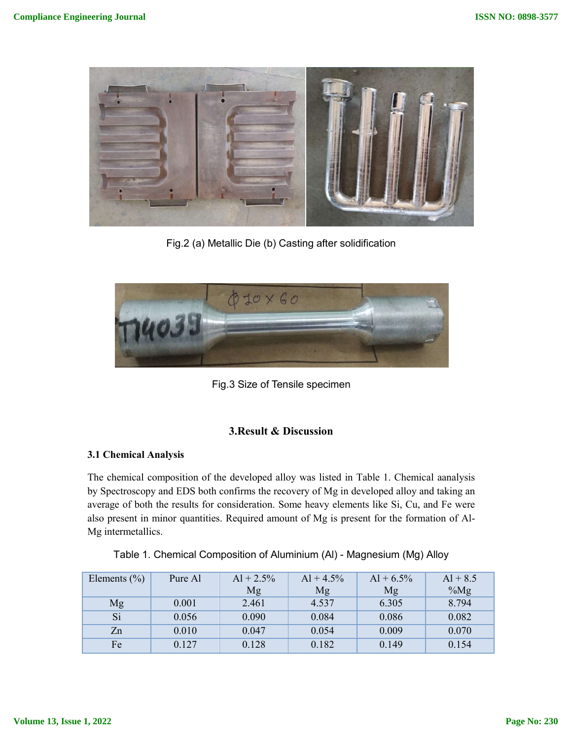Fig.2 (a) Metallic Die (b) Casting after solidification

Fig.3 Size of Tensile specimen

## 3.Result & Discussion

### 3.1 Chemical Analysis

The chemical composition of the developed alloy was listed in Table 1. Chemical aanalysis by Spectroscopy and EDS both confirms the recovery of Mg in developed alloy and taking an average of both the results for consideration. Some heavy elements like Si, Cu, and Fe were also present in minor quantities. Required amount of Mg is present for the formation of Al-Mg intermetallics.

Table 1. Chemical Composition of Aluminium (Al) - Magnesium (Mg) Alloy

| Elements (%) | Pure Al | Al + 2.5% Mg | Al + 4.5% Mg | Al + 6.5% Mg | Al + 8.5 %Mg |
|---|---|---|---|---|---|
| Mg | 0.001 | 2.461 | 4.537 | 6.305 | 8.794 |
| Si | 0.056 | 0.090 | 0.084 | 0.086 | 0.082 |
| Zn | 0.010 | 0.047 | 0.054 | 0.009 | 0.070 |
| Fe | 0.127 | 0.128 | 0.182 | 0.149 | 0.154 |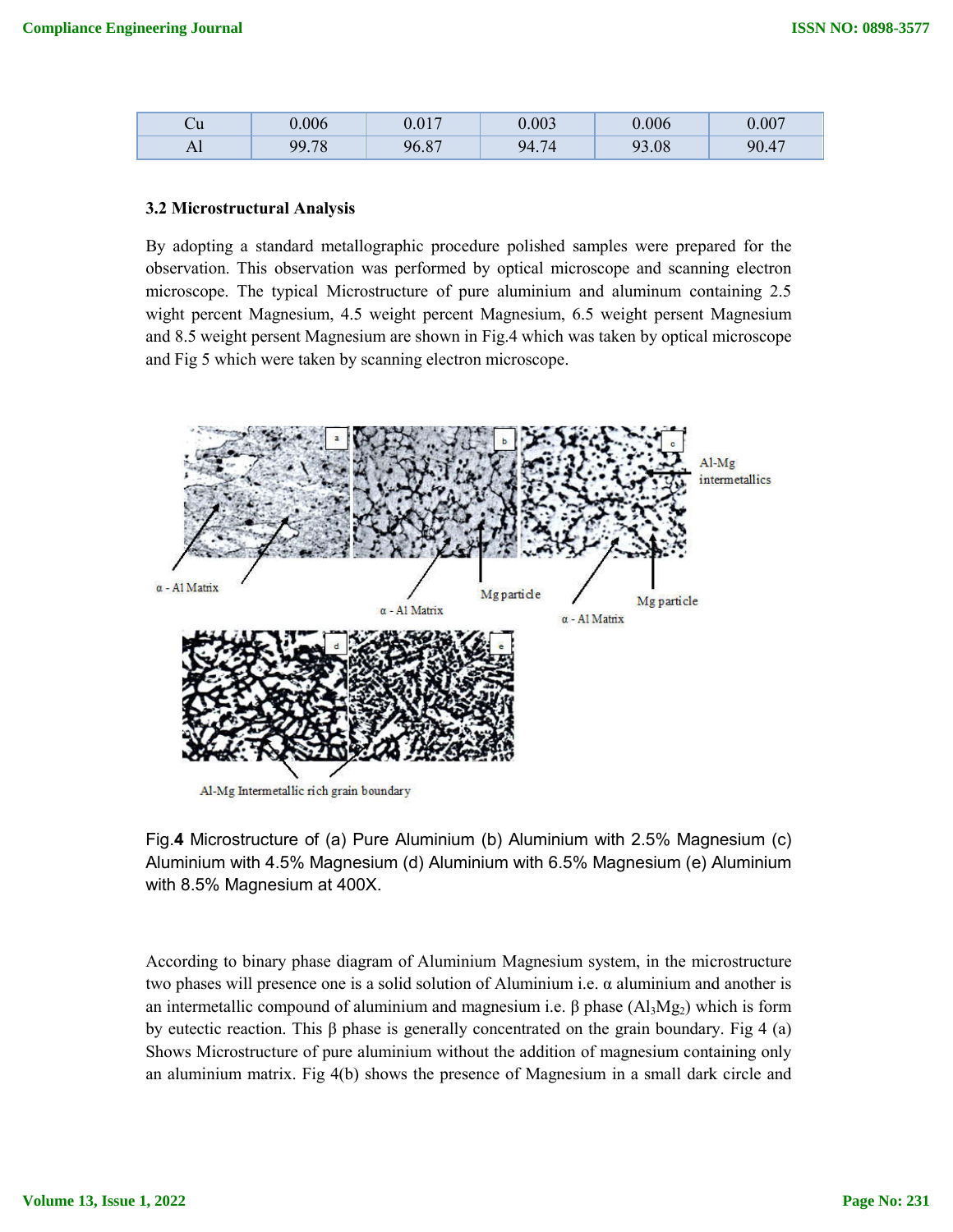| Cu | 0.006 | 0.017 | 0.003 | 0.006 | 0.007 |
|---|---|---|---|---|---|
| Al | 99.78 | 96.87 | 94.74 | 93.08 | 90.47 |

### 3.2 Microstructural Analysis

By adopting a standard metallographic procedure polished samples were prepared for the observation. This observation was performed by optical microscope and scanning electron microscope. The typical Microstructure of pure aluminium and aluminum containing 2.5 wight percent Magnesium, 4.5 weight percent Magnesium, 6.5 weight persent Magnesium and 8.5 weight persent Magnesium are shown in Fig.4 which was taken by optical microscope and Fig 5 which were taken by scanning electron microscope.

Fig.**4** Microstructure of (a) Pure Aluminium (b) Aluminium with 2.5% Magnesium (c) Aluminium with 4.5% Magnesium (d) Aluminium with 6.5% Magnesium (e) Aluminium with 8.5% Magnesium at 400X.

According to binary phase diagram of Aluminium Magnesium system, in the microstructure two phases will presence one is a solid solution of Aluminium i.e. α aluminium and another is an intermetallic compound of aluminium and magnesium i.e. β phase ($Al_3Mg_2$) which is form by eutectic reaction. This β phase is generally concentrated on the grain boundary. Fig 4 (a) Shows Microstructure of pure aluminium without the addition of magnesium containing only an aluminium matrix. Fig 4(b) shows the presence of Magnesium in a small dark circle and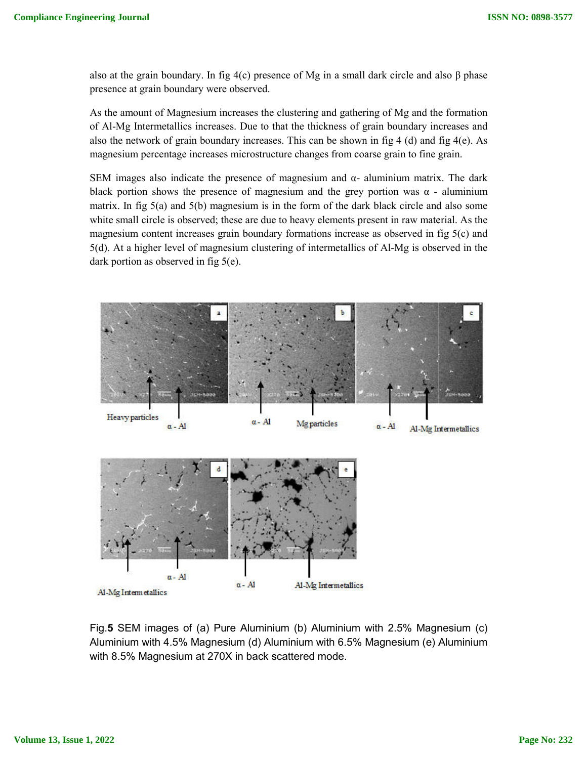also at the grain boundary. In fig 4(c) presence of Mg in a small dark circle and also β phase presence at grain boundary were observed.

As the amount of Magnesium increases the clustering and gathering of Mg and the formation of Al-Mg Intermetallics increases. Due to that the thickness of grain boundary increases and also the network of grain boundary increases. This can be shown in fig 4 (d) and fig 4(e). As magnesium percentage increases microstructure changes from coarse grain to fine grain.

SEM images also indicate the presence of magnesium and α- aluminium matrix. The dark black portion shows the presence of magnesium and the grey portion was α - aluminium matrix. In fig 5(a) and 5(b) magnesium is in the form of the dark black circle and also some white small circle is observed; these are due to heavy elements present in raw material. As the magnesium content increases grain boundary formations increase as observed in fig 5(c) and 5(d). At a higher level of magnesium clustering of intermetallics of Al-Mg is observed in the dark portion as observed in fig 5(e).

Fig.**5** SEM images of (a) Pure Aluminium (b) Aluminium with 2.5% Magnesium (c) Aluminium with 4.5% Magnesium (d) Aluminium with 6.5% Magnesium (e) Aluminium with 8.5% Magnesium at 270X in back scattered mode.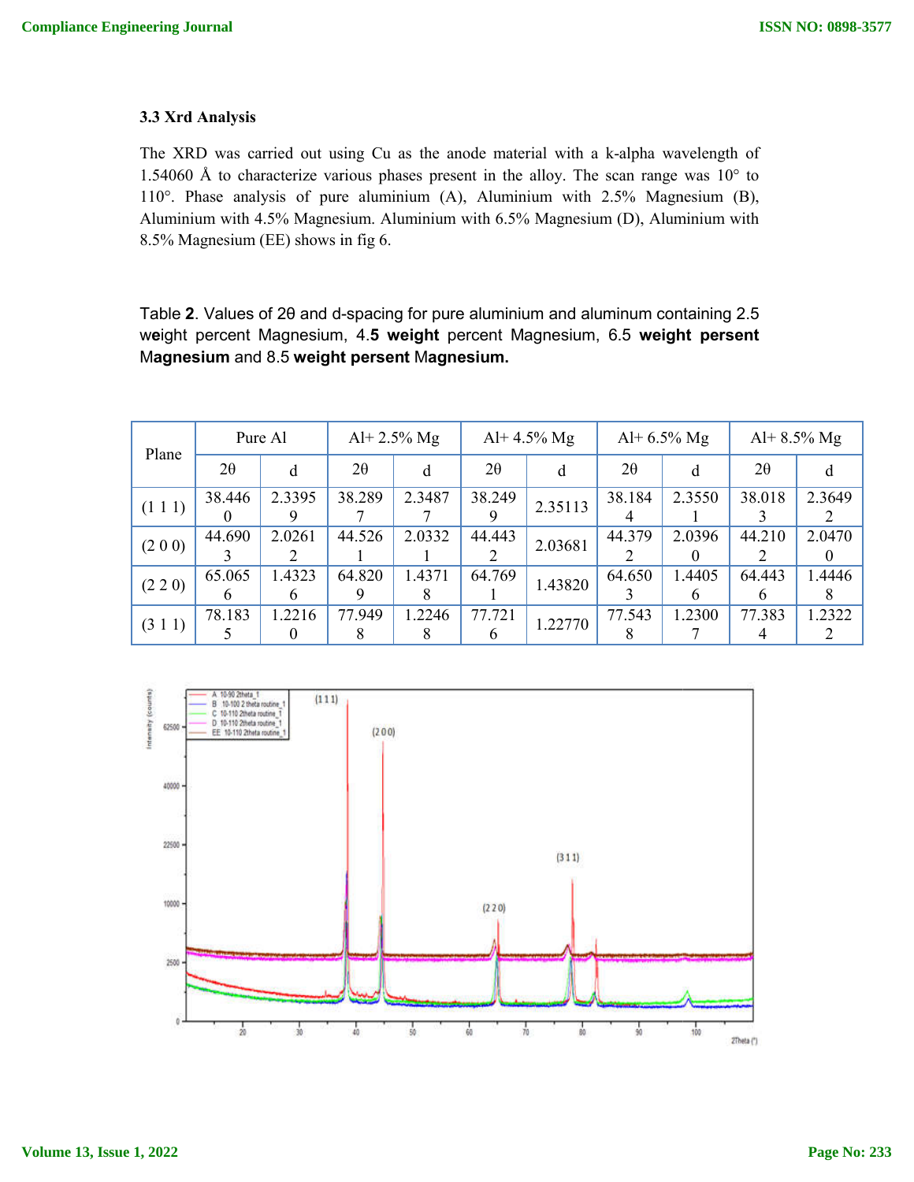### 3.3 Xrd Analysis

The XRD was carried out using Cu as the anode material with a k-alpha wavelength of 1.54060 Å to characterize various phases present in the alloy. The scan range was 10° to 110°. Phase analysis of pure aluminium (A), Aluminium with 2.5% Magnesium (B), Aluminium with 4.5% Magnesium. Aluminium with 6.5% Magnesium (D), Aluminium with 8.5% Magnesium (EE) shows in fig 6.

Table **2**. Values of 2θ and d-spacing for pure aluminium and aluminum containing 2.5 weight percent Magnesium, 4.**5 weight** percent Magnesium, 6.5 **weight persent Magnesium** and 8.5 **weight persent** M**agnesium.**

| Plane | Pure Al | | Al+ 2.5% Mg | | Al+ 4.5% Mg | | Al+ 6.5% Mg | | Al+ 8.5% Mg | |
|---|---|---|---|---|---|---|---|---|---|---|
| | 2θ | d | 2θ | d | 2θ | d | 2θ | d | 2θ | d |
| (1 1 1) | 38.4460 | 2.33959 | 38.2897 | 2.34877 | 38.2499 | 2.35113 | 38.1844 | 2.35501 | 38.0183 | 2.36492 |
| (2 0 0) | 44.6903 | 2.02612 | 44.5261 | 2.03321 | 44.4432 | 2.03681 | 44.3792 | 2.03960 | 44.2102 | 2.04700 |
| (2 2 0) | 65.0656 | 1.43236 | 64.8209 | 1.43718 | 64.7691 | 1.43820 | 64.6503 | 1.44056 | 64.4436 | 1.44468 |
| (3 1 1) | 78.1835 | 1.22160 | 77.9498 | 1.22468 | 77.7216 | 1.22770 | 77.5438 | 1.23007 | 77.3834 | 1.23222 |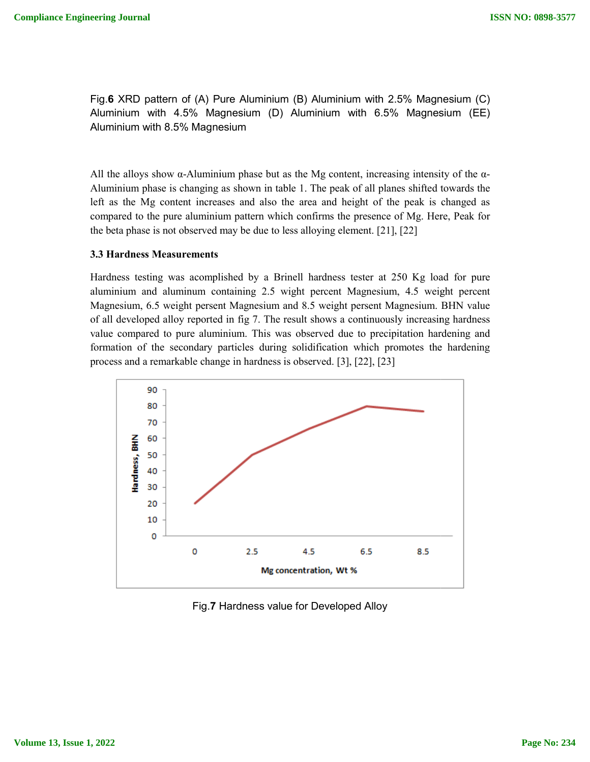Fig.**6** XRD pattern of (A) Pure Aluminium (B) Aluminium with 2.5% Magnesium (C) Aluminium with 4.5% Magnesium (D) Aluminium with 6.5% Magnesium (EE) Aluminium with 8.5% Magnesium

All the alloys show α-Aluminium phase but as the Mg content, increasing intensity of the α-Aluminium phase is changing as shown in table 1. The peak of all planes shifted towards the left as the Mg content increases and also the area and height of the peak is changed as compared to the pure aluminium pattern which confirms the presence of Mg. Here, Peak for the beta phase is not observed may be due to less alloying element. [21], [22]

### 3.3 Hardness Measurements

Hardness testing was acomplished by a Brinell hardness tester at 250 Kg load for pure aluminium and aluminum containing 2.5 wight percent Magnesium, 4.5 weight percent Magnesium, 6.5 weight persent Magnesium and 8.5 weight persent Magnesium. BHN value of all developed alloy reported in fig 7. The result shows a continuously increasing hardness value compared to pure aluminium. This was observed due to precipitation hardening and formation of the secondary particles during solidification which promotes the hardening process and a remarkable change in hardness is observed. [3], [22], [23]

Fig.**7** Hardness value for Developed Alloy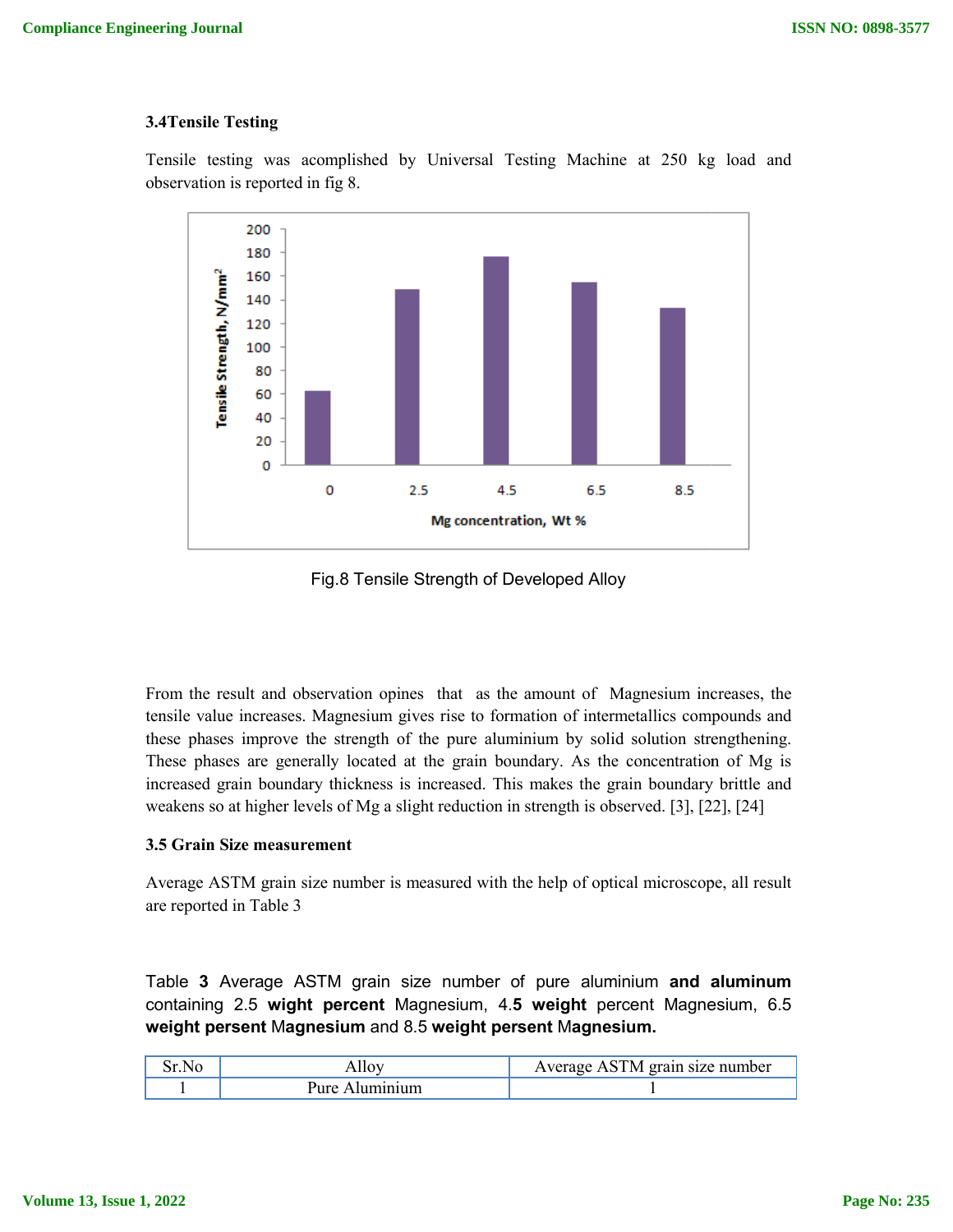### 3.4Tensile Testing

Tensile testing was acomplished by Universal Testing Machine at 250 kg load and observation is reported in fig 8.

Fig.8 Tensile Strength of Developed Alloy

From the result and observation opines that as the amount of Magnesium increases, the tensile value increases. Magnesium gives rise to formation of intermetallics compounds and these phases improve the strength of the pure aluminium by solid solution strengthening. These phases are generally located at the grain boundary. As the concentration of Mg is increased grain boundary thickness is increased. This makes the grain boundary brittle and weakens so at higher levels of Mg a slight reduction in strength is observed. [3], [22], [24]

### 3.5 Grain Size measurement

Average ASTM grain size number is measured with the help of optical microscope, all result are reported in Table 3

Table **3** Average ASTM grain size number of pure aluminium **and aluminum** containing 2.5 **wight percent** Magnesium, 4.**5 weight** percent Magnesium, 6.5 **weight persent** M**agnesium** and 8.5 **weight persent** M**agnesium.**

| Sr.No | Alloy | Average ASTM grain size number |
|---|---|---|
| 1 | Pure Aluminium | 1 |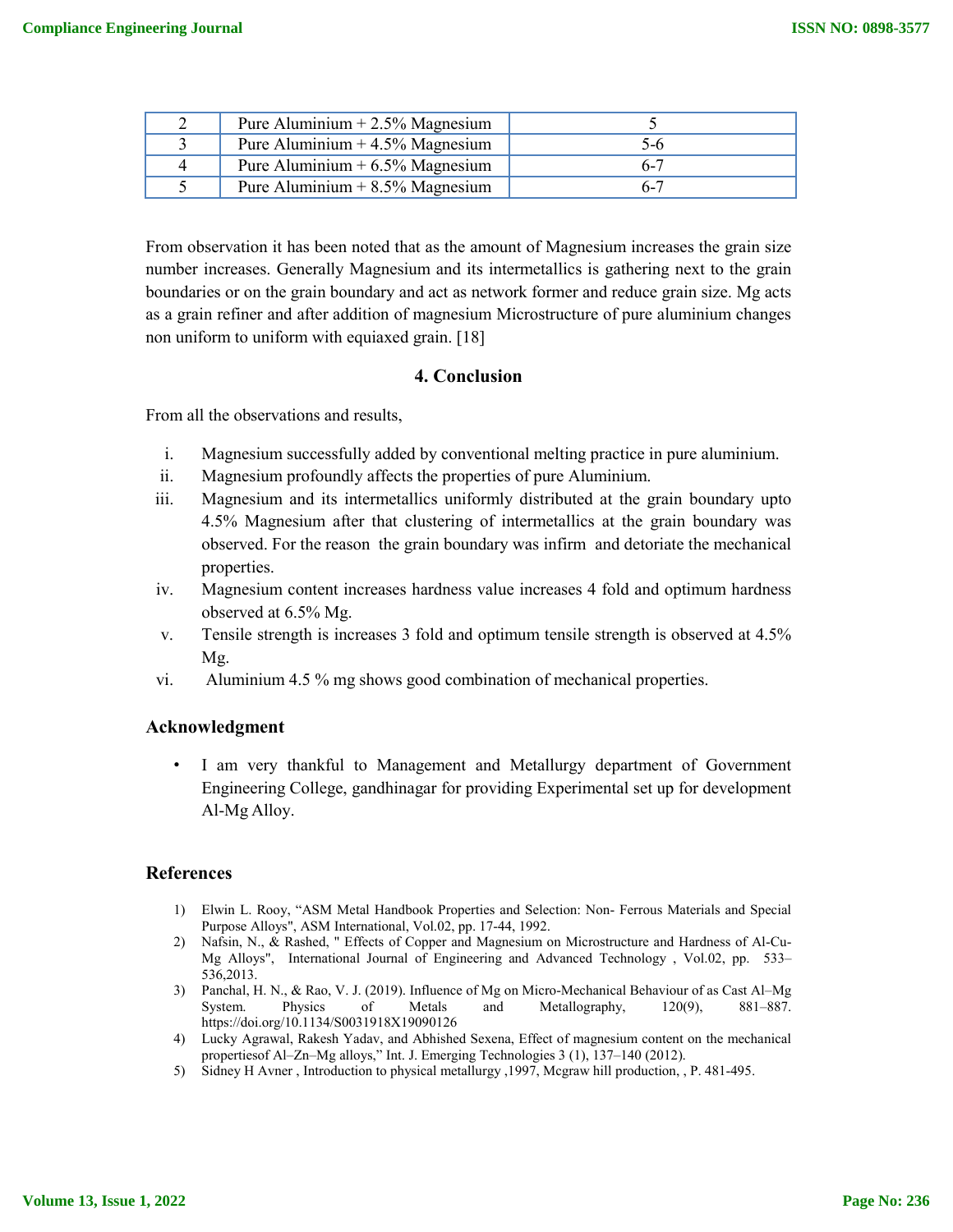| 2 | Pure Aluminium + 2.5% Magnesium | 5 |
|---|---|---|
| 3 | Pure Aluminium + 4.5% Magnesium | 5-6 |
| 4 | Pure Aluminium + 6.5% Magnesium | 6-7 |
| 5 | Pure Aluminium + 8.5% Magnesium | 6-7 |

From observation it has been noted that as the amount of Magnesium increases the grain size number increases. Generally Magnesium and its intermetallics is gathering next to the grain boundaries or on the grain boundary and act as network former and reduce grain size. Mg acts as a grain refiner and after addition of magnesium Microstructure of pure aluminium changes non uniform to uniform with equiaxed grain. [18]

## 4. Conclusion

From all the observations and results,

i. Magnesium successfully added by conventional melting practice in pure aluminium.
ii. Magnesium profoundly affects the properties of pure Aluminium.
iii. Magnesium and its intermetallics uniformly distributed at the grain boundary upto 4.5% Magnesium after that clustering of intermetallics at the grain boundary was observed. For the reason the grain boundary was infirm and detoriate the mechanical properties.
iv. Magnesium content increases hardness value increases 4 fold and optimum hardness observed at 6.5% Mg.
v. Tensile strength is increases 3 fold and optimum tensile strength is observed at 4.5% Mg.
vi. Aluminium 4.5 % mg shows good combination of mechanical properties.

## Acknowledgment

- I am very thankful to Management and Metallurgy department of Government Engineering College, gandhinagar for providing Experimental set up for development Al-Mg Alloy.

## References

1) Elwin L. Rooy, "ASM Metal Handbook Properties and Selection: Non- Ferrous Materials and Special Purpose Alloys", ASM International, Vol.02, pp. 17-44, 1992.
2) Nafsin, N., & Rashed, " Effects of Copper and Magnesium on Microstructure and Hardness of Al-Cu-Mg Alloys", International Journal of Engineering and Advanced Technology , Vol.02, pp. 533–536,2013.
3) Panchal, H. N., & Rao, V. J. (2019). Influence of Mg on Micro-Mechanical Behaviour of as Cast Al–Mg System. Physics of Metals and Metallography, 120(9), 881–887. https://doi.org/10.1134/S0031918X19090126
4) Lucky Agrawal, Rakesh Yadav, and Abhished Sexena, Effect of magnesium content on the mechanical propertiesof Al–Zn–Mg alloys," Int. J. Emerging Technologies 3 (1), 137–140 (2012).
5) Sidney H Avner , Introduction to physical metallurgy ,1997, Mcgraw hill production, , P. 481-495.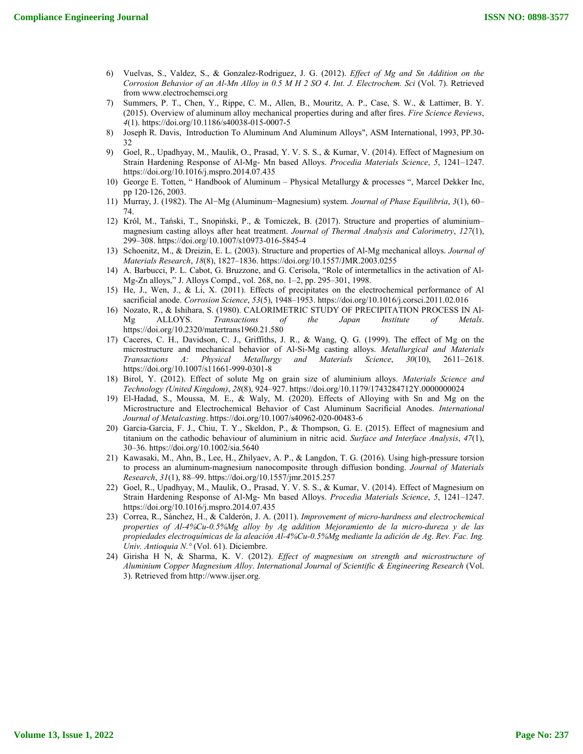6) Vuelvas, S., Valdez, S., & Gonzalez-Rodriguez, J. G. (2012). *Effect of Mg and Sn Addition on the Corrosion Behavior of an Al-Mn Alloy in 0.5 M H 2 SO 4*. *Int. J. Electrochem. Sci* (Vol. 7). Retrieved from www.electrochemsci.org
7) Summers, P. T., Chen, Y., Rippe, C. M., Allen, B., Mouritz, A. P., Case, S. W., & Lattimer, B. Y. (2015). Overview of aluminum alloy mechanical properties during and after fires. *Fire Science Reviews*, *4*(1). https://doi.org/10.1186/s40038-015-0007-5
8) Joseph R. Davis, Introduction To Aluminum And Aluminum Alloys", ASM International, 1993, PP.30-32
9) Goel, R., Upadhyay, M., Maulik, O., Prasad, Y. V. S. S., & Kumar, V. (2014). Effect of Magnesium on Strain Hardening Response of Al-Mg- Mn based Alloys. *Procedia Materials Science*, *5*, 1241–1247. https://doi.org/10.1016/j.mspro.2014.07.435
10) George E. Totten, " Handbook of Aluminum – Physical Metallurgy & processes ", Marcel Dekker Inc, pp 120-126, 2003.
11) Murray, J. (1982). The Al−Mg (Aluminum−Magnesium) system. *Journal of Phase Equilibria*, *3*(1), 60–74.
12) Król, M., Tański, T., Snopiński, P., & Tomiczek, B. (2017). Structure and properties of aluminium–magnesium casting alloys after heat treatment. *Journal of Thermal Analysis and Calorimetry*, *127*(1), 299–308. https://doi.org/10.1007/s10973-016-5845-4
13) Schoenitz, M., & Dreizin, E. L. (2003). Structure and properties of Al-Mg mechanical alloys. *Journal of Materials Research*, *18*(8), 1827–1836. https://doi.org/10.1557/JMR.2003.0255
14) A. Barbucci, P. L. Cabot, G. Bruzzone, and G. Cerisola, "Role of intermetallics in the activation of Al-Mg-Zn alloys," J. Alloys Compd., vol. 268, no. 1–2, pp. 295–301, 1998.
15) He, J., Wen, J., & Li, X. (2011). Effects of precipitates on the electrochemical performance of Al sacrificial anode. *Corrosion Science*, *53*(5), 1948–1953. https://doi.org/10.1016/j.corsci.2011.02.016
16) Nozato, R., & Ishihara, S. (1980). CALORIMETRIC STUDY OF PRECIPITATION PROCESS IN Al-Mg ALLOYS. *Transactions of the Japan Institute of Metals*. https://doi.org/10.2320/matertrans1960.21.580
17) Caceres, C. H., Davidson, C. J., Griffiths, J. R., & Wang, Q. G. (1999). The effect of Mg on the microstructure and mechanical behavior of Al-Si-Mg casting alloys. *Metallurgical and Materials Transactions A: Physical Metallurgy and Materials Science*, *30*(10), 2611–2618. https://doi.org/10.1007/s11661-999-0301-8
18) Birol, Y. (2012). Effect of solute Mg on grain size of aluminium alloys. *Materials Science and Technology (United Kingdom)*, *28*(8), 924–927. https://doi.org/10.1179/1743284712Y.0000000024
19) El-Hadad, S., Moussa, M. E., & Waly, M. (2020). Effects of Alloying with Sn and Mg on the Microstructure and Electrochemical Behavior of Cast Aluminum Sacrificial Anodes. *International Journal of Metalcasting*. https://doi.org/10.1007/s40962-020-00483-6
20) Garcia-Garcia, F. J., Chiu, T. Y., Skeldon, P., & Thompson, G. E. (2015). Effect of magnesium and titanium on the cathodic behaviour of aluminium in nitric acid. *Surface and Interface Analysis*, *47*(1), 30–36. https://doi.org/10.1002/sia.5640
21) Kawasaki, M., Ahn, B., Lee, H., Zhilyaev, A. P., & Langdon, T. G. (2016). Using high-pressure torsion to process an aluminum-magnesium nanocomposite through diffusion bonding. *Journal of Materials Research*, *31*(1), 88–99. https://doi.org/10.1557/jmr.2015.257
22) Goel, R., Upadhyay, M., Maulik, O., Prasad, Y. V. S. S., & Kumar, V. (2014). Effect of Magnesium on Strain Hardening Response of Al-Mg- Mn based Alloys. *Procedia Materials Science*, *5*, 1241–1247. https://doi.org/10.1016/j.mspro.2014.07.435
23) Correa, R., Sánchez, H., & Calderón, J. A. (2011). *Improvement of micro-hardness and electrochemical properties of Al-4%Cu-0.5%Mg alloy by Ag addition Mejoramiento de la micro-dureza y de las propiedades electroquímicas de la aleación Al-4%Cu-0.5%Mg mediante la adición de Ag*. *Rev. Fac. Ing. Univ. Antioquia N.°* (Vol. 61). Diciembre.
24) Girisha H N, & Sharma, K. V. (2012). *Effect of magnesium on strength and microstructure of Aluminium Copper Magnesium Alloy*. *International Journal of Scientific & Engineering Research* (Vol. 3). Retrieved from http://www.ijser.org.